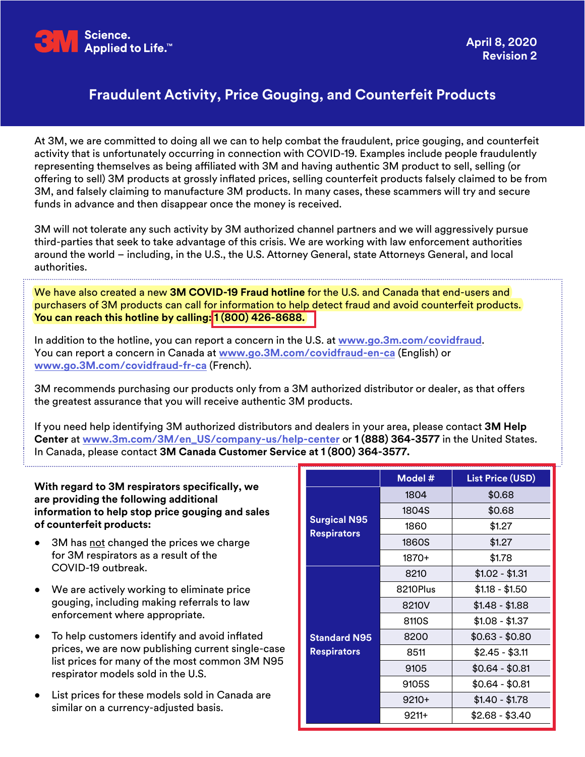3M Science. Applied to Life.™

April 8, 2020
Revision 2

# Fraudulent Activity, Price Gouging, and Counterfeit Products

At 3M, we are committed to doing all we can to help combat the fraudulent, price gouging, and counterfeit activity that is unfortunately occurring in connection with COVID-19. Examples include people fraudulently representing themselves as being affiliated with 3M and having authentic 3M product to sell, selling (or offering to sell) 3M products at grossly inflated prices, selling counterfeit products falsely claimed to be from 3M, and falsely claiming to manufacture 3M products. In many cases, these scammers will try and secure funds in advance and then disappear once the money is received.

3M will not tolerate any such activity by 3M authorized channel partners and we will aggressively pursue third-parties that seek to take advantage of this crisis. We are working with law enforcement authorities around the world – including, in the U.S., the U.S. Attorney General, state Attorneys General, and local authorities.

We have also created a new **3M COVID-19 Fraud hotline** for the U.S. and Canada that end-users and purchasers of 3M products can call for information to help detect fraud and avoid counterfeit products. **You can reach this hotline by calling: 1 (800) 426-8688.**

In addition to the hotline, you can report a concern in the U.S. at www.go.3m.com/covidfraud.
You can report a concern in Canada at www.go.3M.com/covidfraud-en-ca (English) or www.go.3M.com/covidfraud-fr-ca (French).

3M recommends purchasing our products only from a 3M authorized distributor or dealer, as that offers the greatest assurance that you will receive authentic 3M products.

If you need help identifying 3M authorized distributors and dealers in your area, please contact **3M Help Center** at www.3m.com/3M/en_US/company-us/help-center or **1 (888) 364-3577** in the United States. In Canada, please contact **3M Canada Customer Service at 1 (800) 364-3577.**

**With regard to 3M respirators specifically, we are providing the following additional information to help stop price gouging and sales of counterfeit products:**

- 3M has not changed the prices we charge for 3M respirators as a result of the COVID-19 outbreak.
- We are actively working to eliminate price gouging, including making referrals to law enforcement where appropriate.
- To help customers identify and avoid inflated prices, we are now publishing current single-case list prices for many of the most common 3M N95 respirator models sold in the U.S.
- List prices for these models sold in Canada are similar on a currency-adjusted basis.

| | Model # | List Price (USD) |
|---|---|---|
| Surgical N95 Respirators | 1804 | $0.68 |
| | 1804S | $0.68 |
| | 1860 | $1.27 |
| | 1860S | $1.27 |
| | 1870+ | $1.78 |
| Standard N95 Respirators | 8210 | $1.02 - $1.31 |
| | 8210Plus | $1.18 - $1.50 |
| | 8210V | $1.48 - $1.88 |
| | 8110S | $1.08 - $1.37 |
| | 8200 | $0.63 - $0.80 |
| | 8511 | $2.45 - $3.11 |
| | 9105 | $0.64 - $0.81 |
| | 9105S | $0.64 - $0.81 |
| | 9210+ | $1.40 - $1.78 |
| | 9211+ | $2.68 - $3.40 |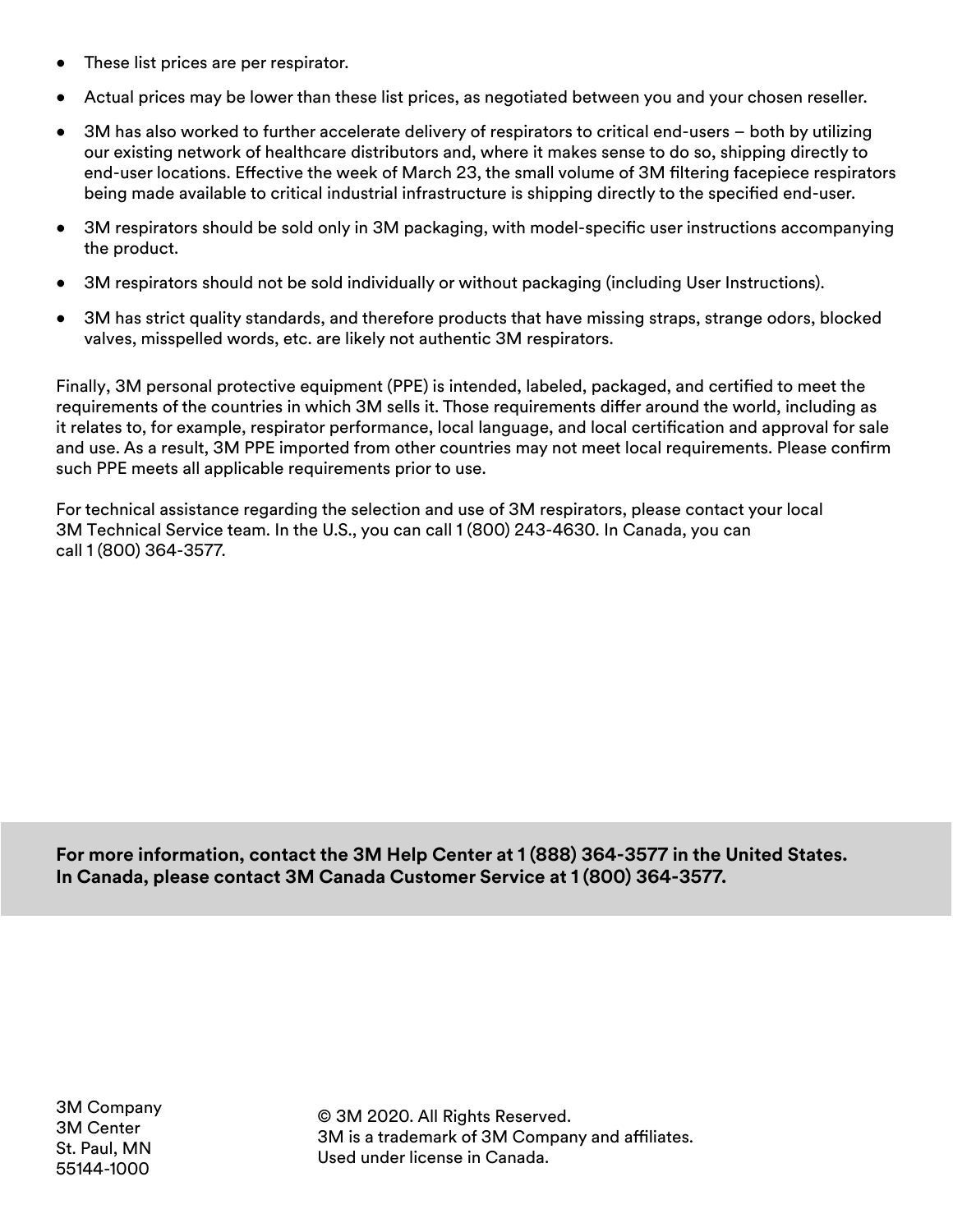- These list prices are per respirator.
- Actual prices may be lower than these list prices, as negotiated between you and your chosen reseller.
- 3M has also worked to further accelerate delivery of respirators to critical end-users – both by utilizing our existing network of healthcare distributors and, where it makes sense to do so, shipping directly to end-user locations. Effective the week of March 23, the small volume of 3M filtering facepiece respirators being made available to critical industrial infrastructure is shipping directly to the specified end-user.
- 3M respirators should be sold only in 3M packaging, with model-specific user instructions accompanying the product.
- 3M respirators should not be sold individually or without packaging (including User Instructions).
- 3M has strict quality standards, and therefore products that have missing straps, strange odors, blocked valves, misspelled words, etc. are likely not authentic 3M respirators.

Finally, 3M personal protective equipment (PPE) is intended, labeled, packaged, and certified to meet the requirements of the countries in which 3M sells it. Those requirements differ around the world, including as it relates to, for example, respirator performance, local language, and local certification and approval for sale and use. As a result, 3M PPE imported from other countries may not meet local requirements. Please confirm such PPE meets all applicable requirements prior to use.

For technical assistance regarding the selection and use of 3M respirators, please contact your local 3M Technical Service team. In the U.S., you can call 1 (800) 243-4630. In Canada, you can call 1 (800) 364-3577.

**For more information, contact the 3M Help Center at 1 (888) 364-3577 in the United States. In Canada, please contact 3M Canada Customer Service at 1 (800) 364-3577.**

3M Company
3M Center
St. Paul, MN
55144-1000

© 3M 2020. All Rights Reserved.
3M is a trademark of 3M Company and affiliates.
Used under license in Canada.